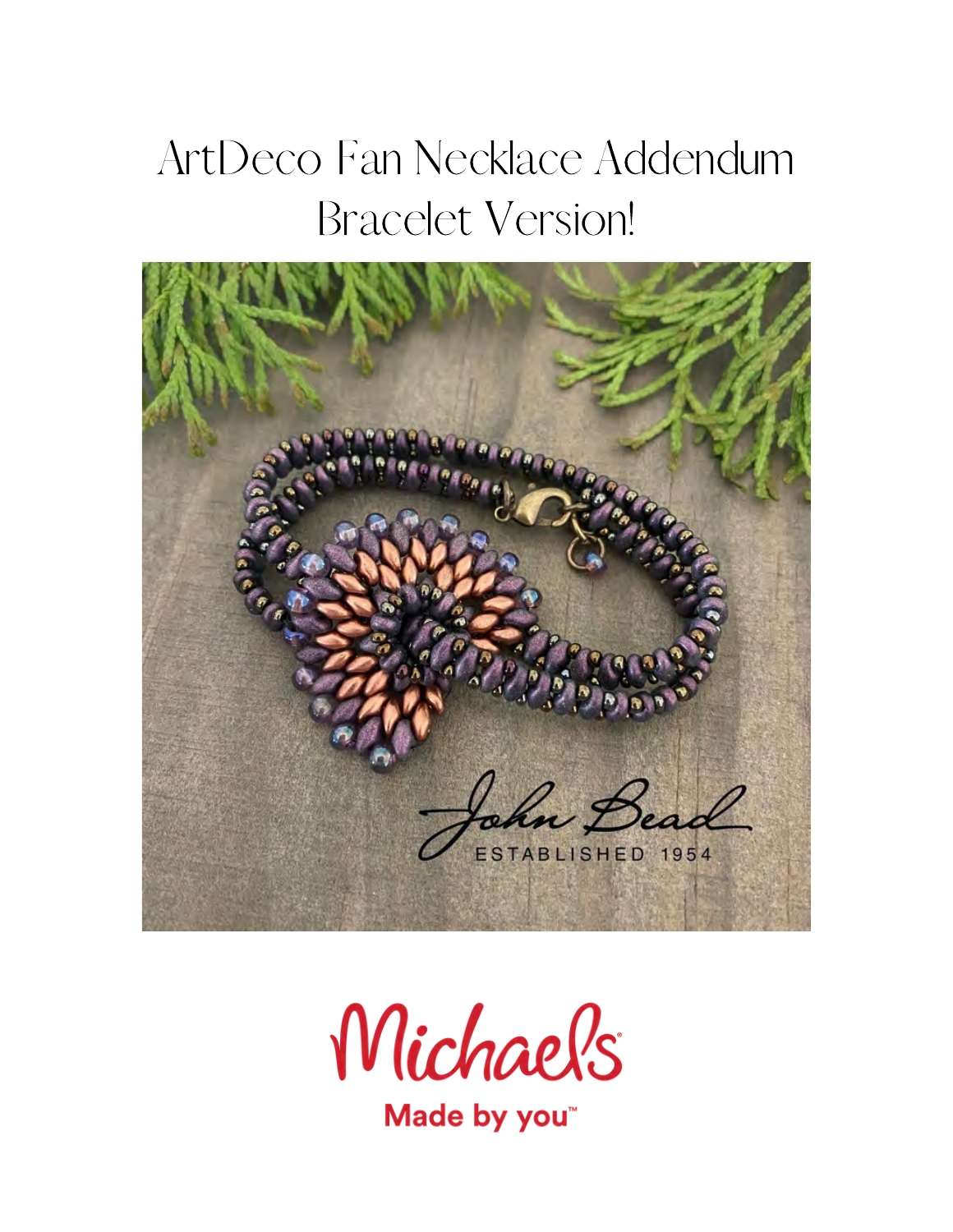# ArtDeco Fan Necklace Addendum Bracelet Version!

Michaels

Made by you™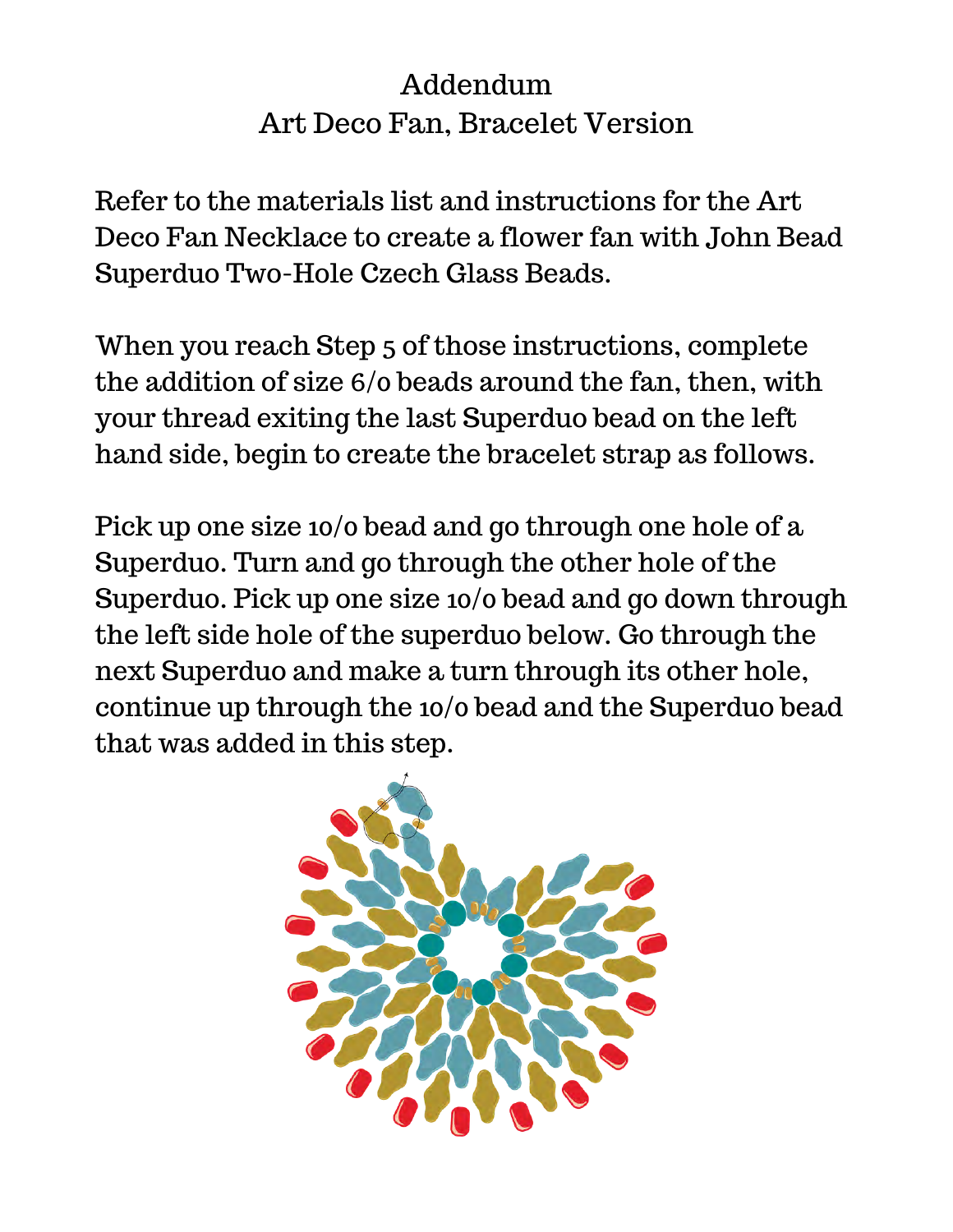# Addendum
## Art Deco Fan, Bracelet Version

Refer to the materials list and instructions for the Art Deco Fan Necklace to create a flower fan with John Bead Superduo Two-Hole Czech Glass Beads.

When you reach Step 5 of those instructions, complete the addition of size 6/0 beads around the fan, then, with your thread exiting the last Superduo bead on the left hand side, begin to create the bracelet strap as follows.

Pick up one size 10/0 bead and go through one hole of a Superduo. Turn and go through the other hole of the Superduo. Pick up one size 10/0 bead and go down through the left side hole of the superduo below. Go through the next Superduo and make a turn through its other hole, continue up through the 10/0 bead and the Superduo bead that was added in this step.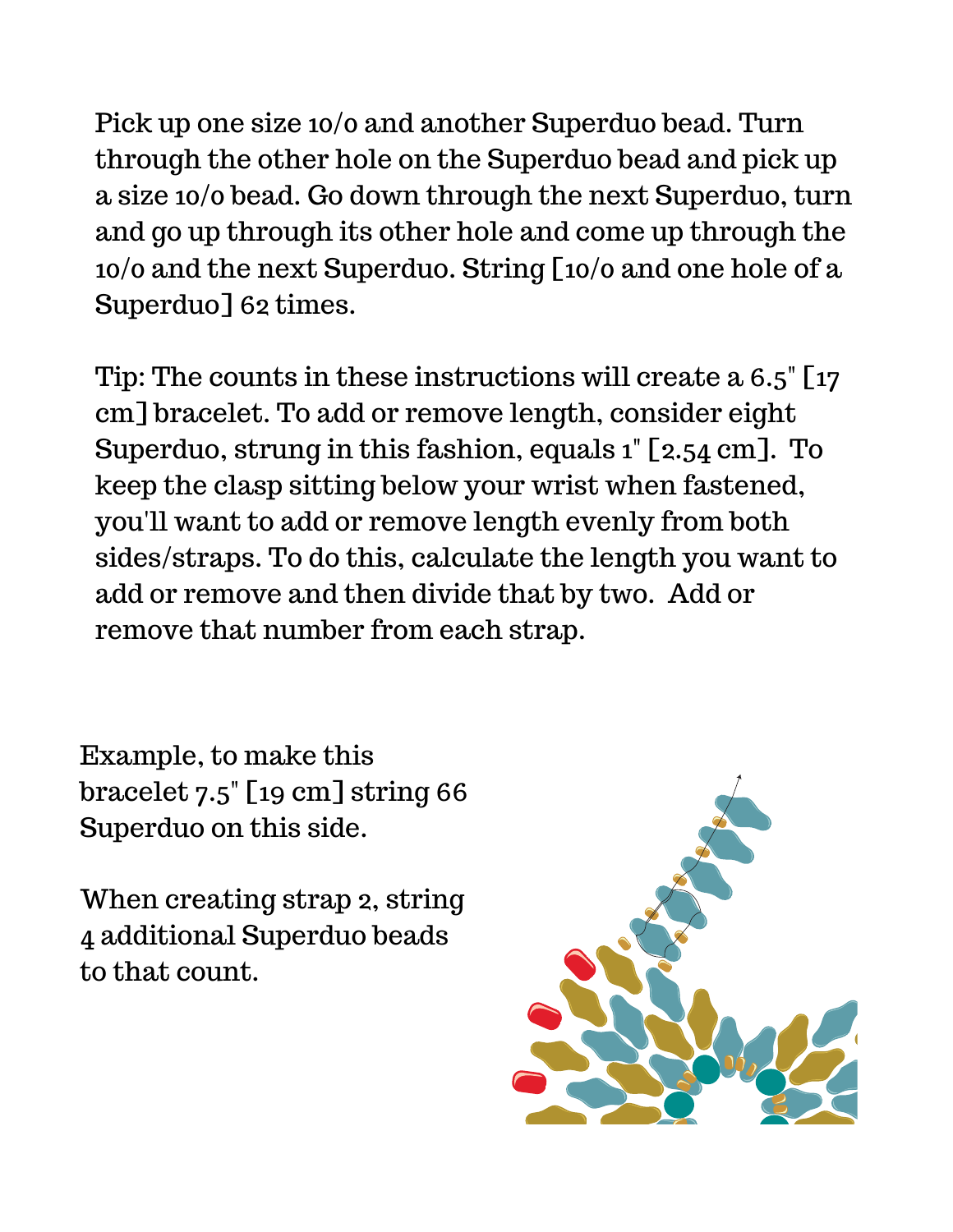Pick up one size 10/0 and another Superduo bead. Turn through the other hole on the Superduo bead and pick up a size 10/0 bead. Go down through the next Superduo, turn and go up through its other hole and come up through the 10/0 and the next Superduo. String [10/0 and one hole of a Superduo] 62 times.

Tip: The counts in these instructions will create a 6.5" [17 cm] bracelet. To add or remove length, consider eight Superduo, strung in this fashion, equals 1" [2.54 cm]. To keep the clasp sitting below your wrist when fastened, you'll want to add or remove length evenly from both sides/straps. To do this, calculate the length you want to add or remove and then divide that by two. Add or remove that number from each strap.

Example, to make this bracelet 7.5" [19 cm] string 66 Superduo on this side.

When creating strap 2, string 4 additional Superduo beads to that count.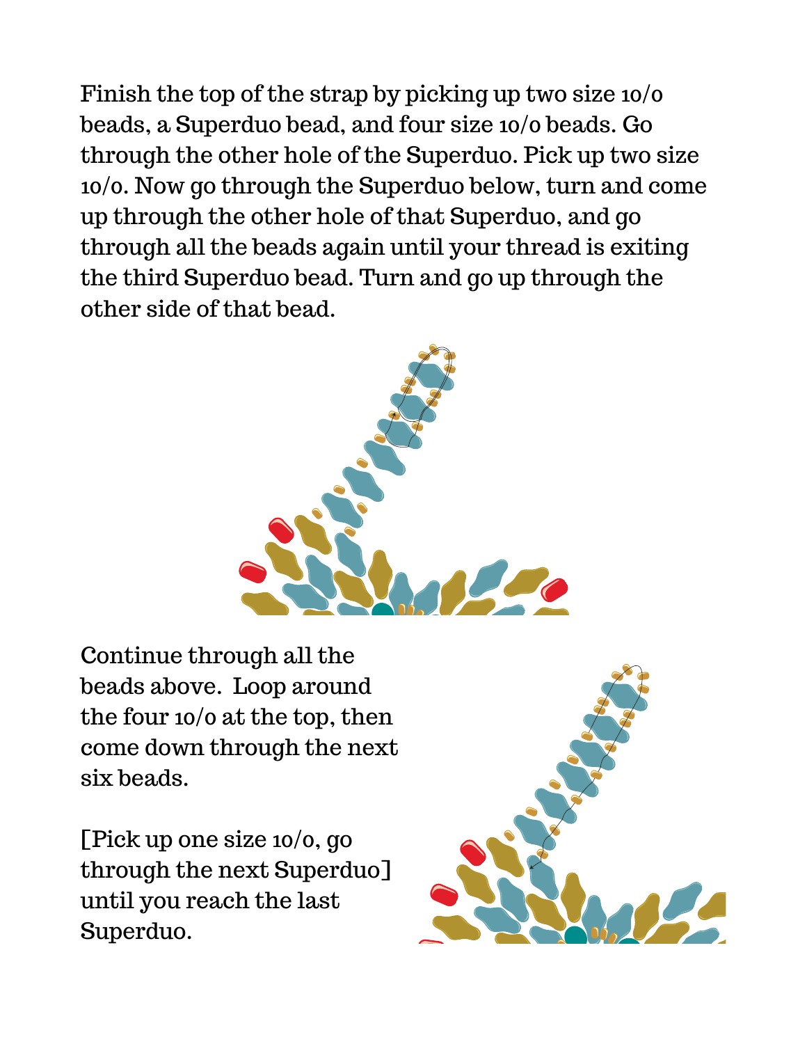Finish the top of the strap by picking up two size 10/o beads, a Superduo bead, and four size 10/o beads. Go through the other hole of the Superduo. Pick up two size 10/o. Now go through the Superduo below, turn and come up through the other hole of that Superduo, and go through all the beads again until your thread is exiting the third Superduo bead. Turn and go up through the other side of that bead.

Continue through all the beads above. Loop around the four 10/o at the top, then come down through the next six beads.

[Pick up one size 10/o, go through the next Superduo] until you reach the last Superduo.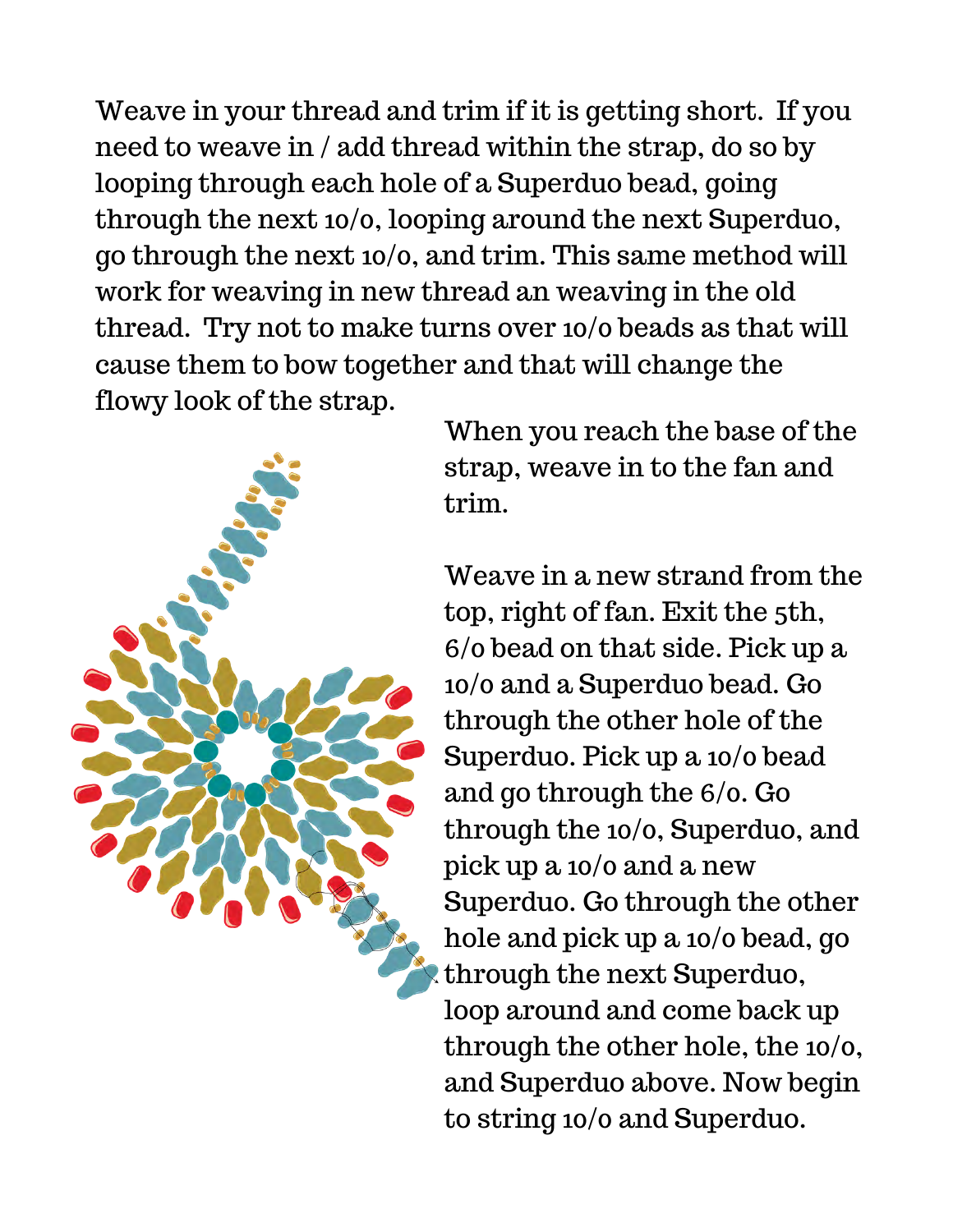Weave in your thread and trim if it is getting short. If you need to weave in / add thread within the strap, do so by looping through each hole of a Superduo bead, going through the next 10/0, looping around the next Superduo, go through the next 10/0, and trim. This same method will work for weaving in new thread an weaving in the old thread. Try not to make turns over 10/0 beads as that will cause them to bow together and that will change the flowy look of the strap.

When you reach the base of the strap, weave in to the fan and trim.

Weave in a new strand from the top, right of fan. Exit the 5th, 6/0 bead on that side. Pick up a 10/0 and a Superduo bead. Go through the other hole of the Superduo. Pick up a 10/0 bead and go through the 6/0. Go through the 10/0, Superduo, and pick up a 10/0 and a new Superduo. Go through the other hole and pick up a 10/0 bead, go through the next Superduo, loop around and come back up through the other hole, the 10/0, and Superduo above. Now begin to string 10/0 and Superduo.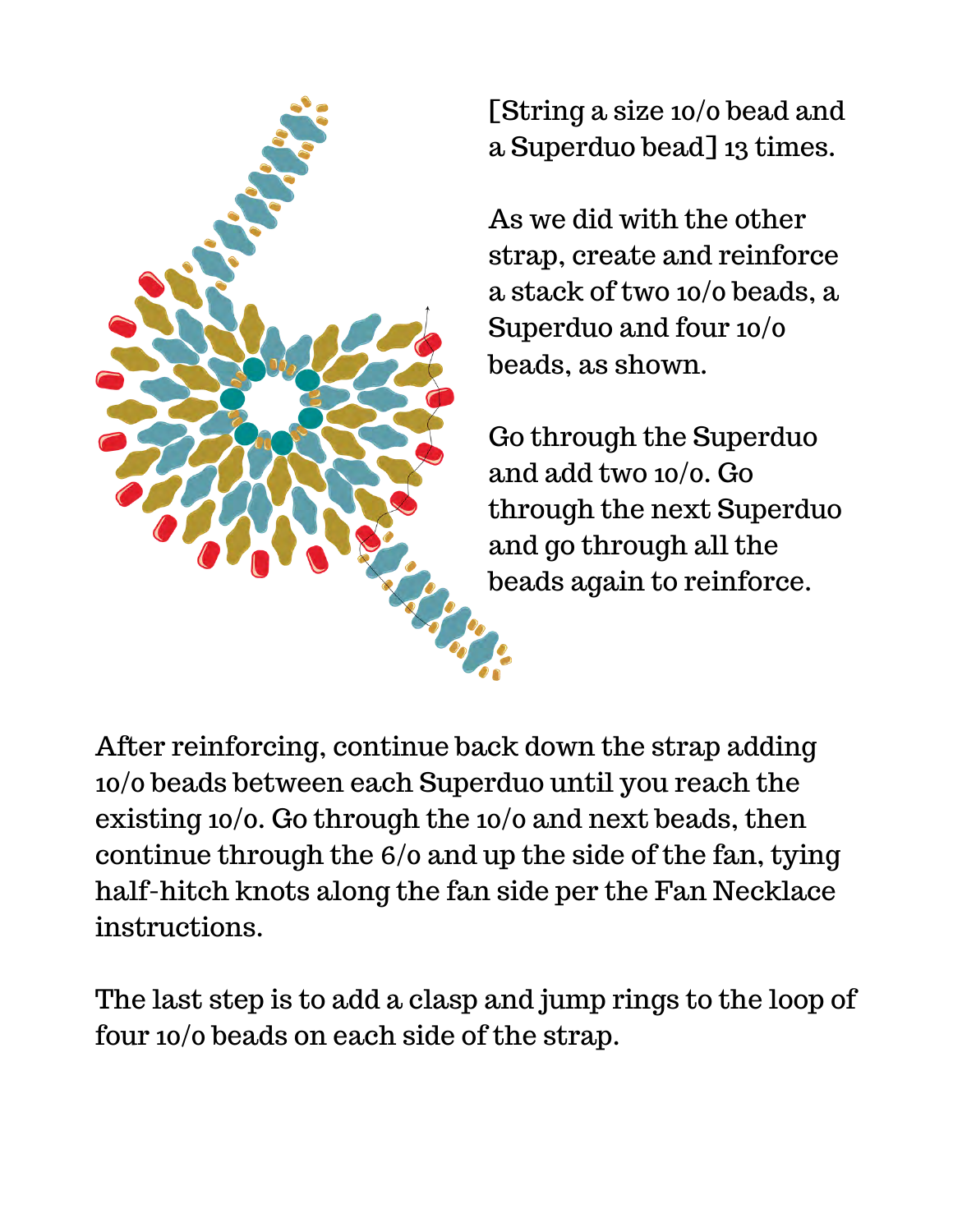[String a size 10/0 bead and a Superduo bead] 13 times.

As we did with the other strap, create and reinforce a stack of two 10/0 beads, a Superduo and four 10/0 beads, as shown.

Go through the Superduo and add two 10/0. Go through the next Superduo and go through all the beads again to reinforce.

After reinforcing, continue back down the strap adding 10/0 beads between each Superduo until you reach the existing 10/0. Go through the 10/0 and next beads, then continue through the 6/0 and up the side of the fan, tying half-hitch knots along the fan side per the Fan Necklace instructions.

The last step is to add a clasp and jump rings to the loop of four 10/0 beads on each side of the strap.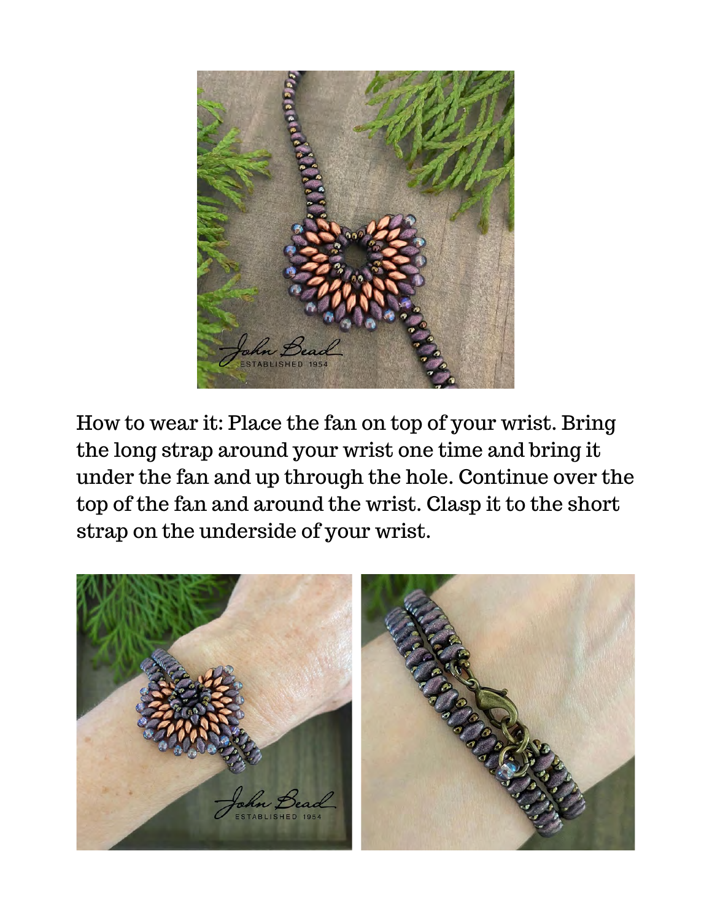How to wear it: Place the fan on top of your wrist. Bring the long strap around your wrist one time and bring it under the fan and up through the hole. Continue over the top of the fan and around the wrist. Clasp it to the short strap on the underside of your wrist.